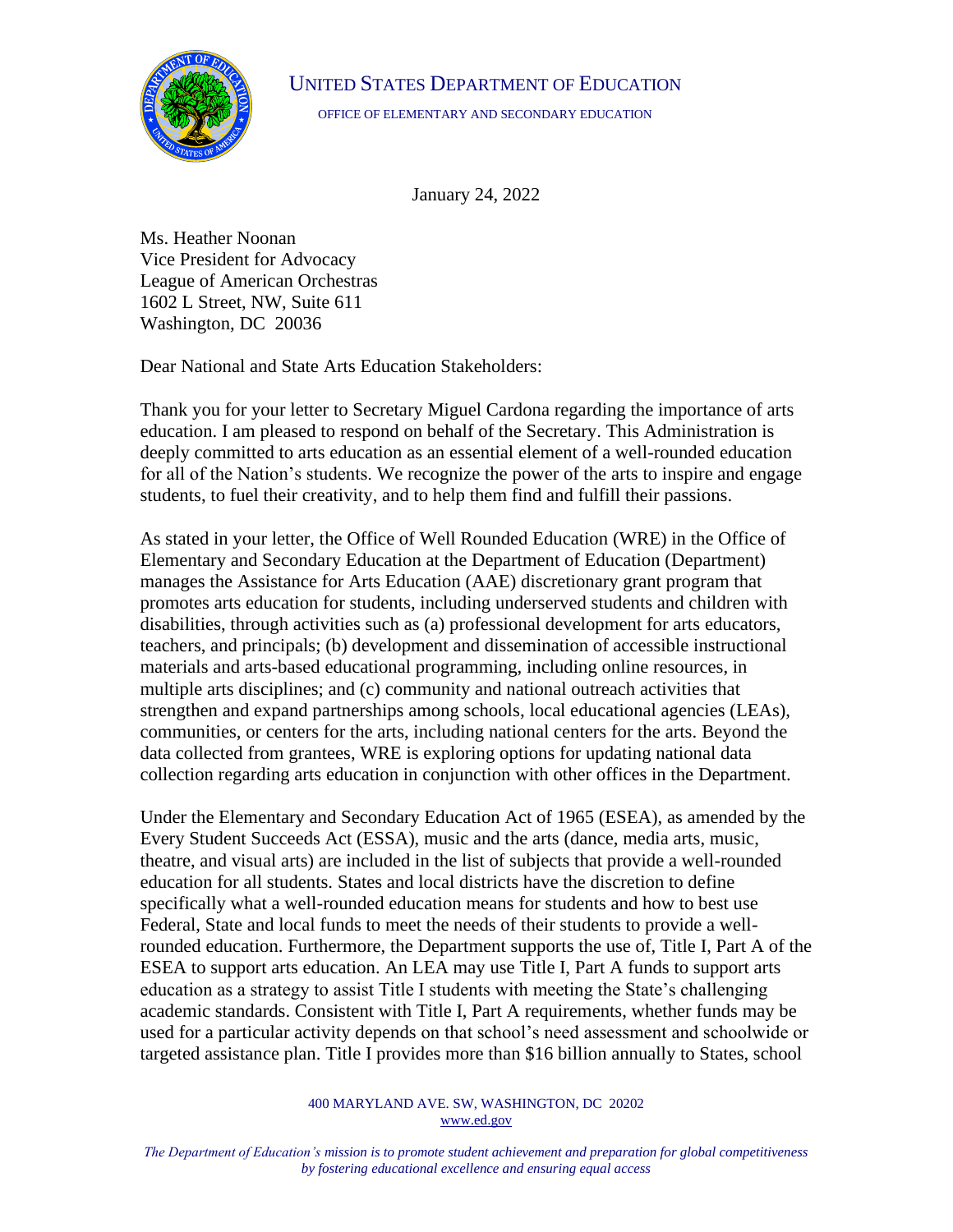UNITED STATES DEPARTMENT OF EDUCATION

OFFICE OF ELEMENTARY AND SECONDARY EDUCATION

January 24, 2022

Ms. Heather Noonan
Vice President for Advocacy
League of American Orchestras
1602 L Street, NW, Suite 611
Washington, DC 20036

Dear National and State Arts Education Stakeholders:

Thank you for your letter to Secretary Miguel Cardona regarding the importance of arts education. I am pleased to respond on behalf of the Secretary. This Administration is deeply committed to arts education as an essential element of a well-rounded education for all of the Nation's students. We recognize the power of the arts to inspire and engage students, to fuel their creativity, and to help them find and fulfill their passions.

As stated in your letter, the Office of Well Rounded Education (WRE) in the Office of Elementary and Secondary Education at the Department of Education (Department) manages the Assistance for Arts Education (AAE) discretionary grant program that promotes arts education for students, including underserved students and children with disabilities, through activities such as (a) professional development for arts educators, teachers, and principals; (b) development and dissemination of accessible instructional materials and arts-based educational programming, including online resources, in multiple arts disciplines; and (c) community and national outreach activities that strengthen and expand partnerships among schools, local educational agencies (LEAs), communities, or centers for the arts, including national centers for the arts. Beyond the data collected from grantees, WRE is exploring options for updating national data collection regarding arts education in conjunction with other offices in the Department.

Under the Elementary and Secondary Education Act of 1965 (ESEA), as amended by the Every Student Succeeds Act (ESSA), music and the arts (dance, media arts, music, theatre, and visual arts) are included in the list of subjects that provide a well-rounded education for all students. States and local districts have the discretion to define specifically what a well-rounded education means for students and how to best use Federal, State and local funds to meet the needs of their students to provide a well-rounded education. Furthermore, the Department supports the use of, Title I, Part A of the ESEA to support arts education. An LEA may use Title I, Part A funds to support arts education as a strategy to assist Title I students with meeting the State's challenging academic standards. Consistent with Title I, Part A requirements, whether funds may be used for a particular activity depends on that school's need assessment and schoolwide or targeted assistance plan. Title I provides more than $16 billion annually to States, school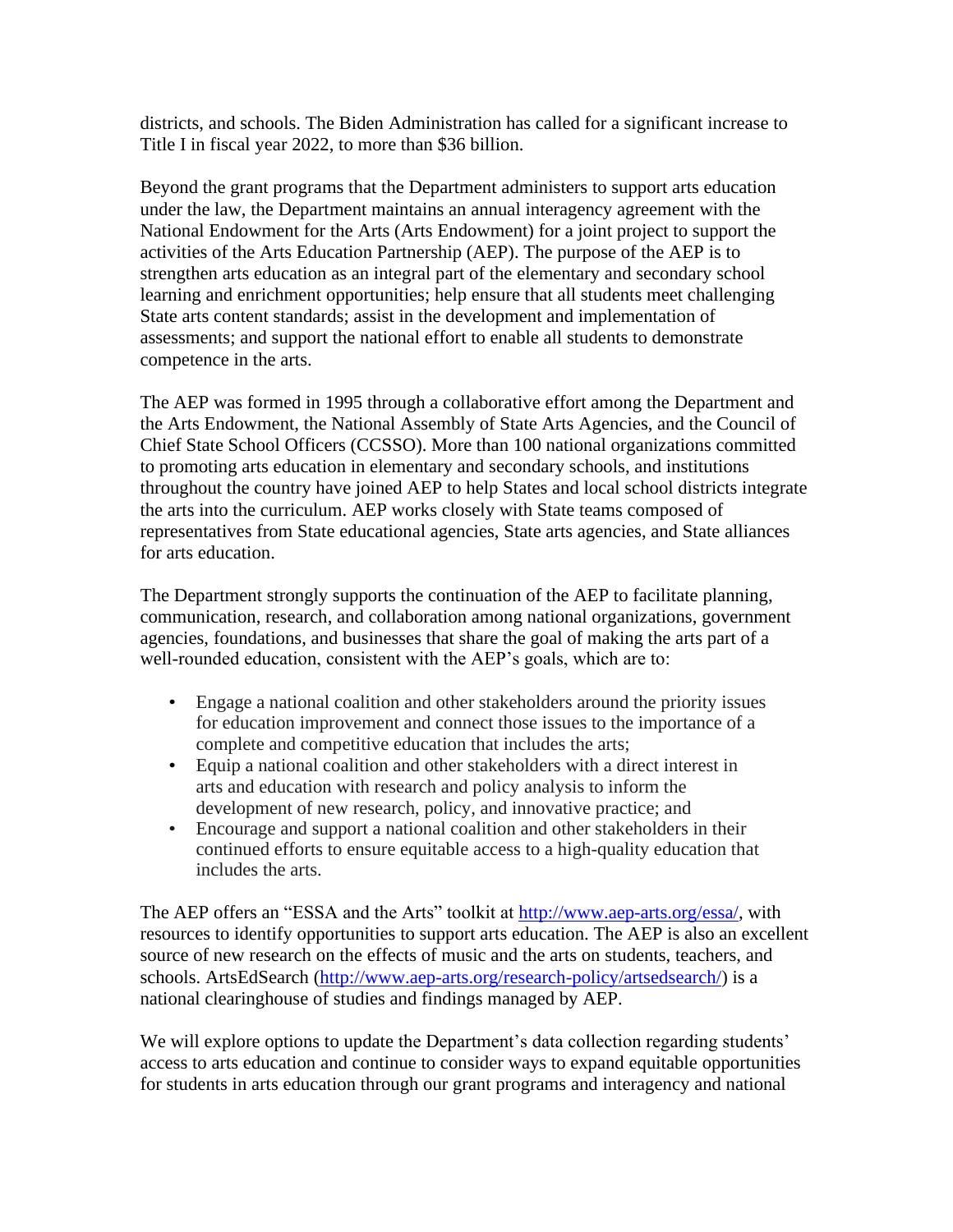districts, and schools. The Biden Administration has called for a significant increase to Title I in fiscal year 2022, to more than $36 billion.

Beyond the grant programs that the Department administers to support arts education under the law, the Department maintains an annual interagency agreement with the National Endowment for the Arts (Arts Endowment) for a joint project to support the activities of the Arts Education Partnership (AEP). The purpose of the AEP is to strengthen arts education as an integral part of the elementary and secondary school learning and enrichment opportunities; help ensure that all students meet challenging State arts content standards; assist in the development and implementation of assessments; and support the national effort to enable all students to demonstrate competence in the arts.

The AEP was formed in 1995 through a collaborative effort among the Department and the Arts Endowment, the National Assembly of State Arts Agencies, and the Council of Chief State School Officers (CCSSO). More than 100 national organizations committed to promoting arts education in elementary and secondary schools, and institutions throughout the country have joined AEP to help States and local school districts integrate the arts into the curriculum. AEP works closely with State teams composed of representatives from State educational agencies, State arts agencies, and State alliances for arts education.

The Department strongly supports the continuation of the AEP to facilitate planning, communication, research, and collaboration among national organizations, government agencies, foundations, and businesses that share the goal of making the arts part of a well-rounded education, consistent with the AEP's goals, which are to:

- Engage a national coalition and other stakeholders around the priority issues for education improvement and connect those issues to the importance of a complete and competitive education that includes the arts;
- Equip a national coalition and other stakeholders with a direct interest in arts and education with research and policy analysis to inform the development of new research, policy, and innovative practice; and
- Encourage and support a national coalition and other stakeholders in their continued efforts to ensure equitable access to a high-quality education that includes the arts.

The AEP offers an "ESSA and the Arts" toolkit at [http://www.aep-arts.org/essa/](http://www.aep-arts.org/essa/), with resources to identify opportunities to support arts education. The AEP is also an excellent source of new research on the effects of music and the arts on students, teachers, and schools. ArtsEdSearch ([http://www.aep-arts.org/research-policy/artsedsearch/](http://www.aep-arts.org/research-policy/artsedsearch/)) is a national clearinghouse of studies and findings managed by AEP.

We will explore options to update the Department's data collection regarding students' access to arts education and continue to consider ways to expand equitable opportunities for students in arts education through our grant programs and interagency and national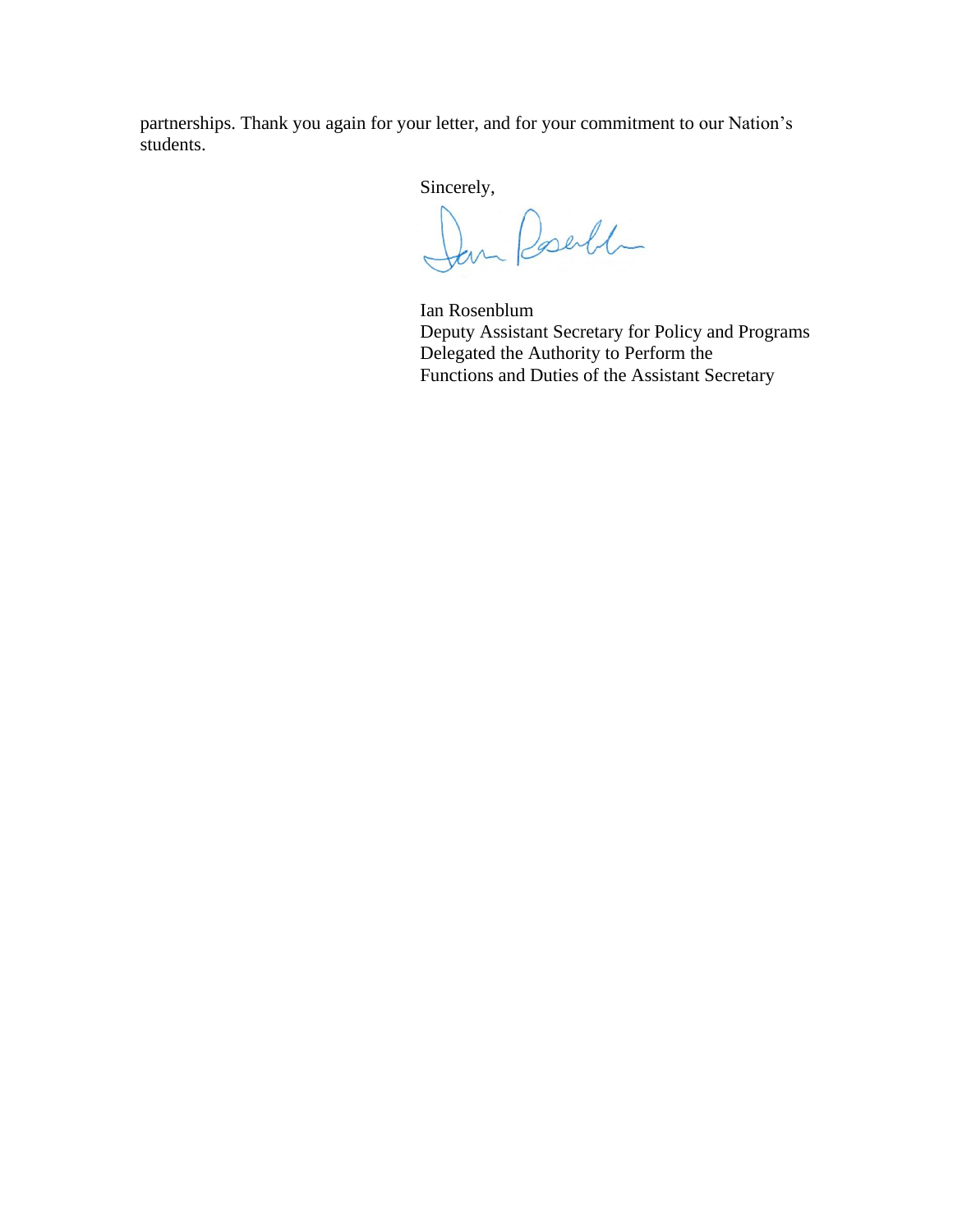partnerships. Thank you again for your letter, and for your commitment to our Nation's students.

Sincerely,

Ian Rosenblum
Deputy Assistant Secretary for Policy and Programs
Delegated the Authority to Perform the
Functions and Duties of the Assistant Secretary